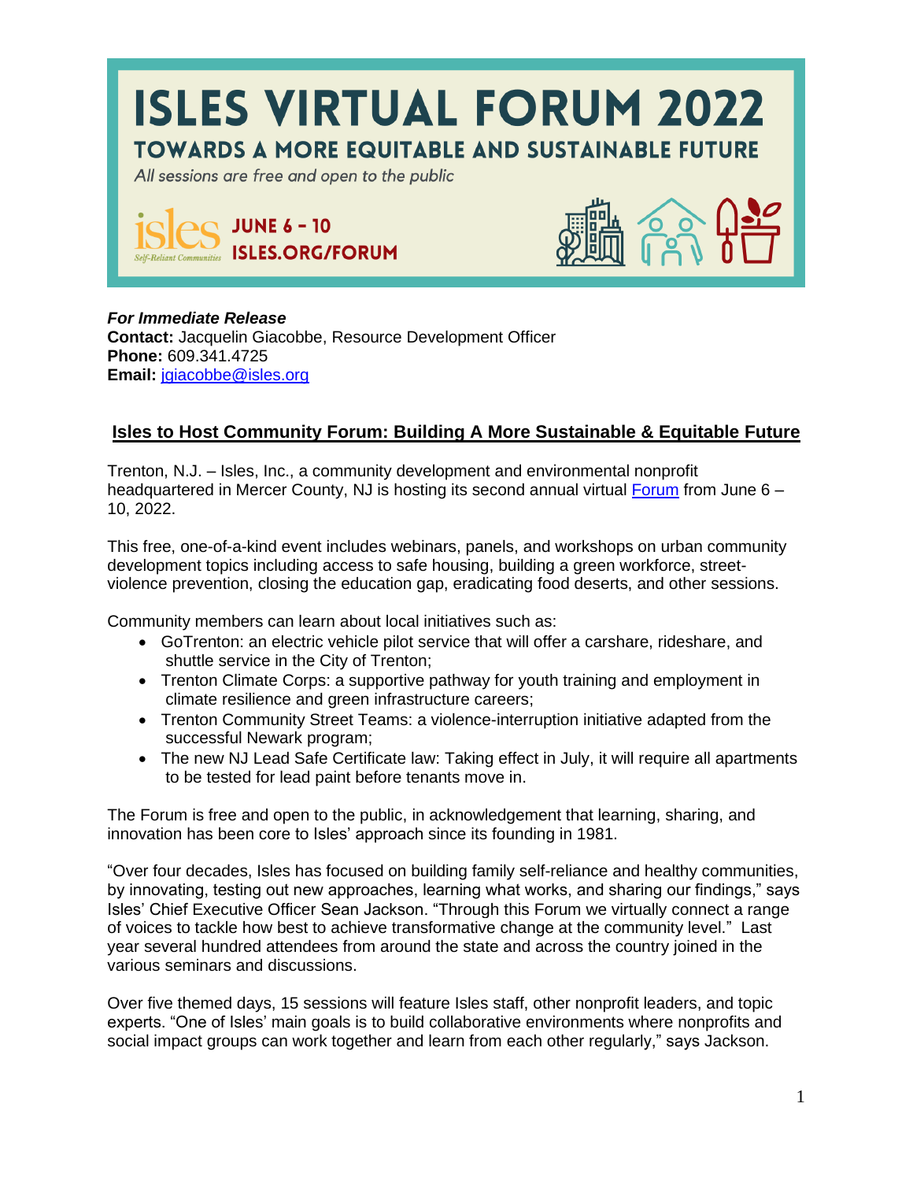# ISLES VIRTUAL FORUM 2022

## TOWARDS A MORE EQUITABLE AND SUSTAINABLE FUTURE

*All sessions are free and open to the public*

isles Self-Reliant Communities

**JUNE 6 – 10**
**ISLES.ORG/FORUM**

***For Immediate Release***
**Contact:** Jacquelin Giacobbe, Resource Development Officer
**Phone:** 609.341.4725
**Email:** [jgiacobbe@isles.org](mailto:jgiacobbe@isles.org)

## Isles to Host Community Forum: Building A More Sustainable & Equitable Future

Trenton, N.J. – Isles, Inc., a community development and environmental nonprofit headquartered in Mercer County, NJ is hosting its second annual virtual Forum from June 6 – 10, 2022.

This free, one-of-a-kind event includes webinars, panels, and workshops on urban community development topics including access to safe housing, building a green workforce, street-violence prevention, closing the education gap, eradicating food deserts, and other sessions.

Community members can learn about local initiatives such as:

- GoTrenton: an electric vehicle pilot service that will offer a carshare, rideshare, and shuttle service in the City of Trenton;
- Trenton Climate Corps: a supportive pathway for youth training and employment in climate resilience and green infrastructure careers;
- Trenton Community Street Teams: a violence-interruption initiative adapted from the successful Newark program;
- The new NJ Lead Safe Certificate law: Taking effect in July, it will require all apartments to be tested for lead paint before tenants move in.

The Forum is free and open to the public, in acknowledgement that learning, sharing, and innovation has been core to Isles' approach since its founding in 1981.

"Over four decades, Isles has focused on building family self-reliance and healthy communities, by innovating, testing out new approaches, learning what works, and sharing our findings," says Isles' Chief Executive Officer Sean Jackson. "Through this Forum we virtually connect a range of voices to tackle how best to achieve transformative change at the community level." Last year several hundred attendees from around the state and across the country joined in the various seminars and discussions.

Over five themed days, 15 sessions will feature Isles staff, other nonprofit leaders, and topic experts. "One of Isles' main goals is to build collaborative environments where nonprofits and social impact groups can work together and learn from each other regularly," says Jackson.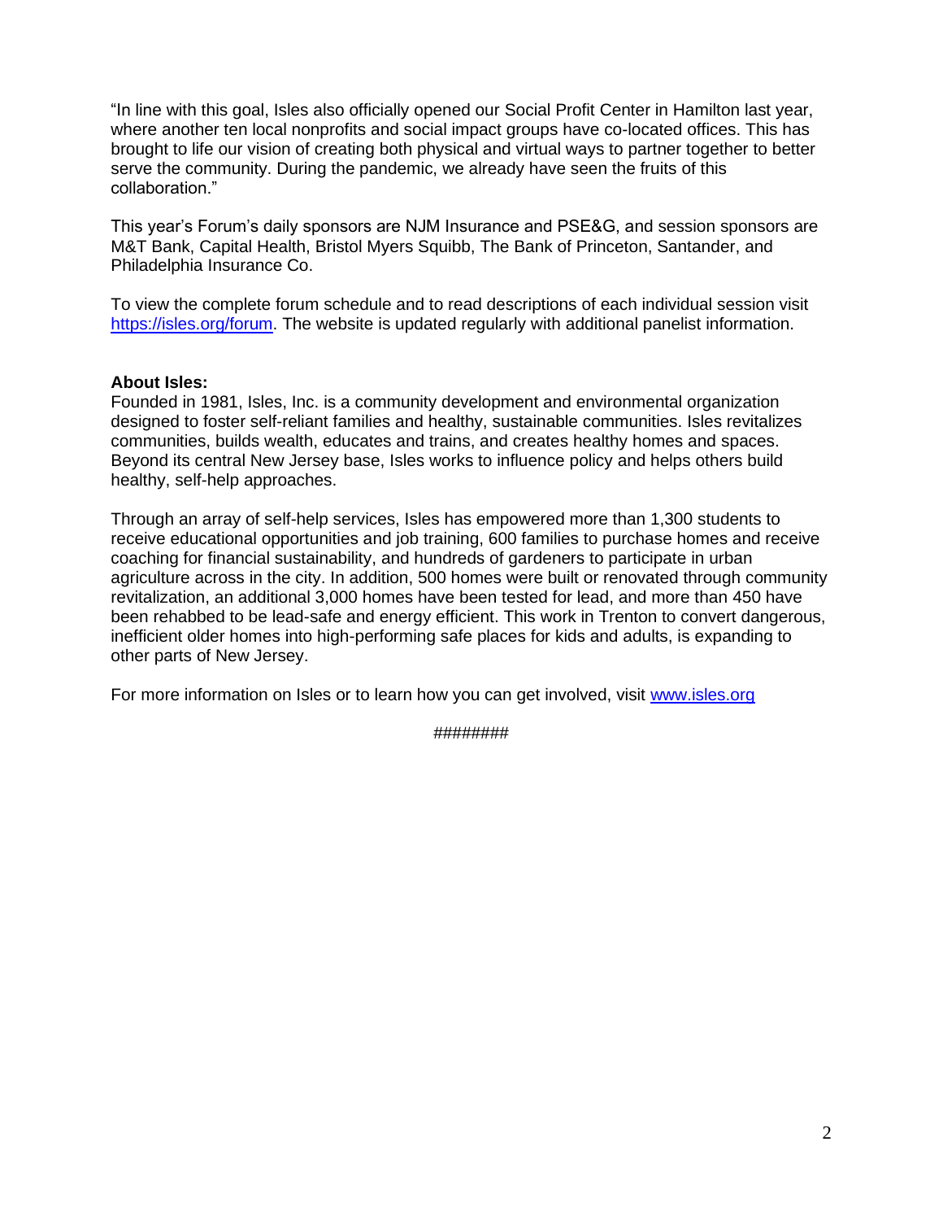"In line with this goal, Isles also officially opened our Social Profit Center in Hamilton last year, where another ten local nonprofits and social impact groups have co-located offices. This has brought to life our vision of creating both physical and virtual ways to partner together to better serve the community. During the pandemic, we already have seen the fruits of this collaboration."

This year's Forum's daily sponsors are NJM Insurance and PSE&G, and session sponsors are M&T Bank, Capital Health, Bristol Myers Squibb, The Bank of Princeton, Santander, and Philadelphia Insurance Co.

To view the complete forum schedule and to read descriptions of each individual session visit [https://isles.org/forum](https://isles.org/forum). The website is updated regularly with additional panelist information.

**About Isles:**
Founded in 1981, Isles, Inc. is a community development and environmental organization designed to foster self-reliant families and healthy, sustainable communities. Isles revitalizes communities, builds wealth, educates and trains, and creates healthy homes and spaces. Beyond its central New Jersey base, Isles works to influence policy and helps others build healthy, self-help approaches.

Through an array of self-help services, Isles has empowered more than 1,300 students to receive educational opportunities and job training, 600 families to purchase homes and receive coaching for financial sustainability, and hundreds of gardeners to participate in urban agriculture across in the city. In addition, 500 homes were built or renovated through community revitalization, an additional 3,000 homes have been tested for lead, and more than 450 have been rehabbed to be lead-safe and energy efficient. This work in Trenton to convert dangerous, inefficient older homes into high-performing safe places for kids and adults, is expanding to other parts of New Jersey.

For more information on Isles or to learn how you can get involved, visit [www.isles.org](www.isles.org)

########